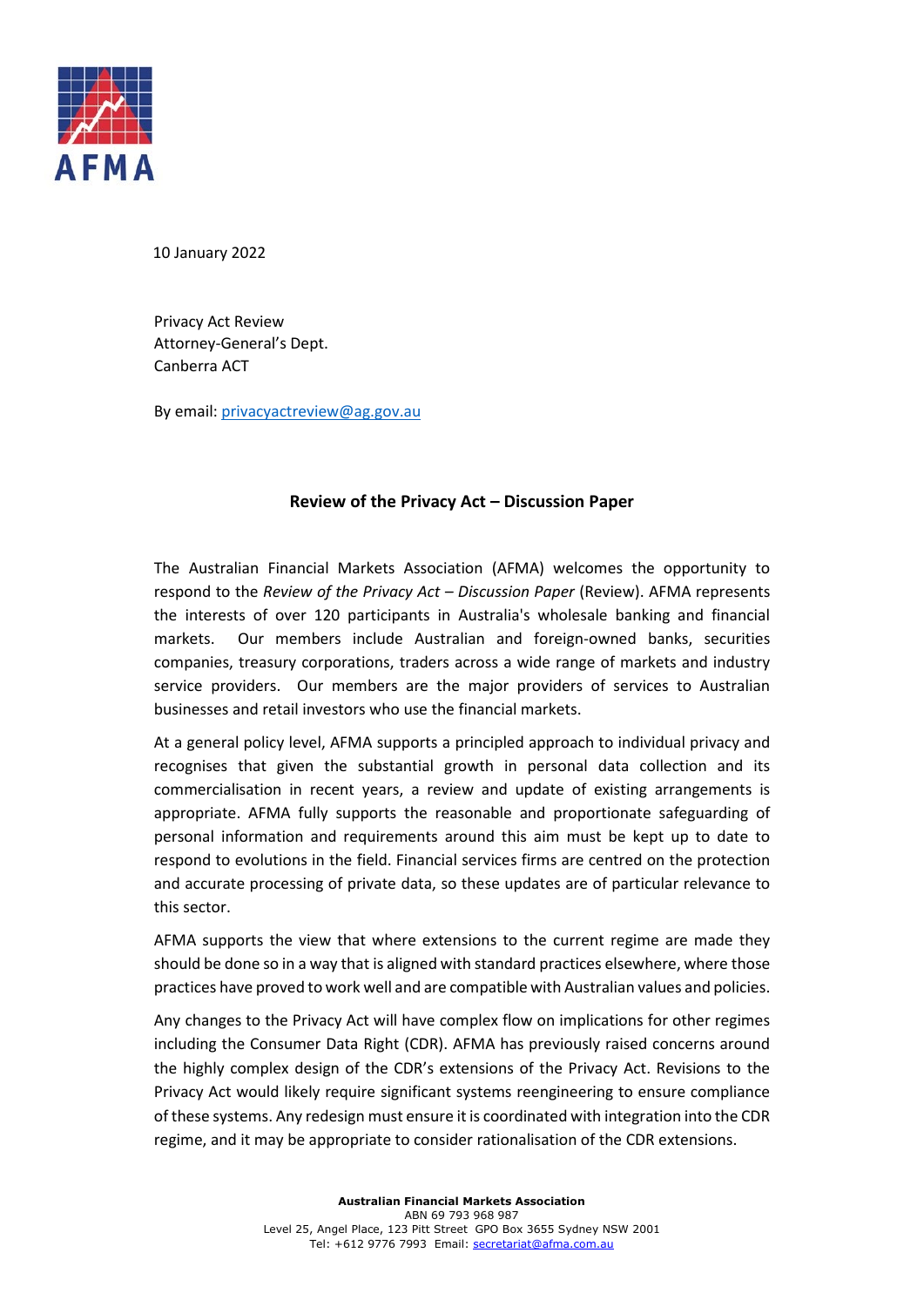AFMA

10 January 2022

Privacy Act Review
Attorney-General's Dept.
Canberra ACT

By email: privacyactreview@ag.gov.au

**Review of the Privacy Act – Discussion Paper**

The Australian Financial Markets Association (AFMA) welcomes the opportunity to respond to the *Review of the Privacy Act – Discussion Paper* (Review). AFMA represents the interests of over 120 participants in Australia's wholesale banking and financial markets. Our members include Australian and foreign-owned banks, securities companies, treasury corporations, traders across a wide range of markets and industry service providers. Our members are the major providers of services to Australian businesses and retail investors who use the financial markets.

At a general policy level, AFMA supports a principled approach to individual privacy and recognises that given the substantial growth in personal data collection and its commercialisation in recent years, a review and update of existing arrangements is appropriate. AFMA fully supports the reasonable and proportionate safeguarding of personal information and requirements around this aim must be kept up to date to respond to evolutions in the field. Financial services firms are centred on the protection and accurate processing of private data, so these updates are of particular relevance to this sector.

AFMA supports the view that where extensions to the current regime are made they should be done so in a way that is aligned with standard practices elsewhere, where those practices have proved to work well and are compatible with Australian values and policies.

Any changes to the Privacy Act will have complex flow on implications for other regimes including the Consumer Data Right (CDR). AFMA has previously raised concerns around the highly complex design of the CDR's extensions of the Privacy Act. Revisions to the Privacy Act would likely require significant systems reengineering to ensure compliance of these systems. Any redesign must ensure it is coordinated with integration into the CDR regime, and it may be appropriate to consider rationalisation of the CDR extensions.

**Australian Financial Markets Association**
ABN 69 793 968 987
Level 25, Angel Place, 123 Pitt Street GPO Box 3655 Sydney NSW 2001
Tel: +612 9776 7993 Email: secretariat@afma.com.au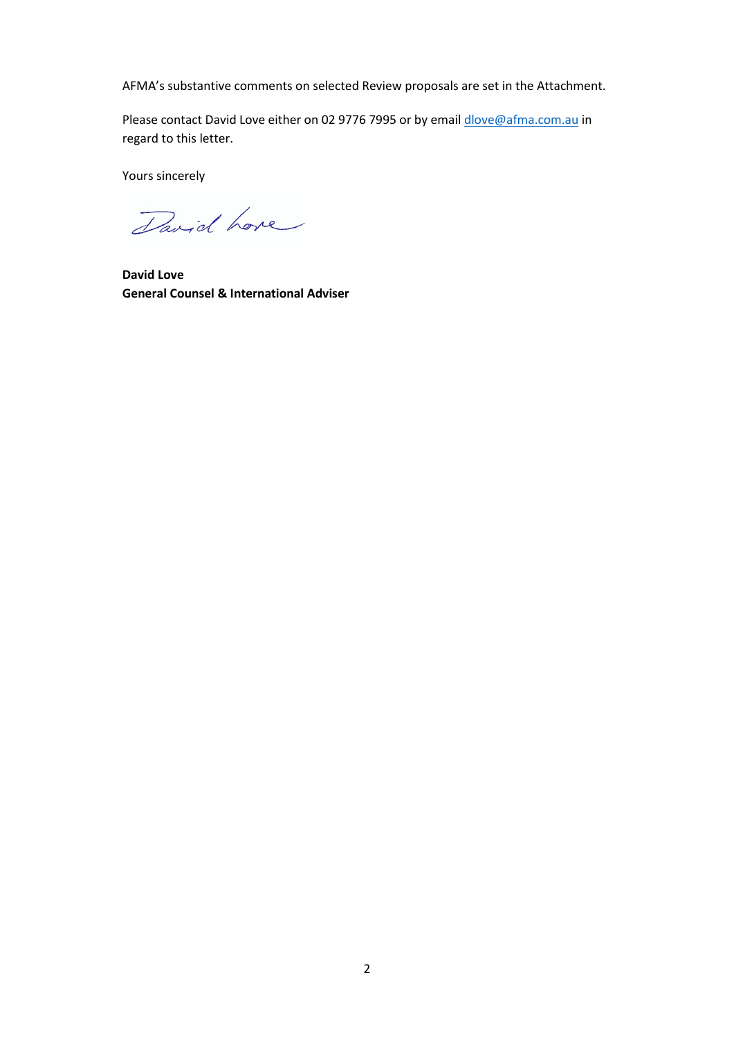AFMA's substantive comments on selected Review proposals are set in the Attachment.

Please contact David Love either on 02 9776 7995 or by email dlove@afma.com.au in regard to this letter.

Yours sincerely

David Love

**David Love**
**General Counsel & International Adviser**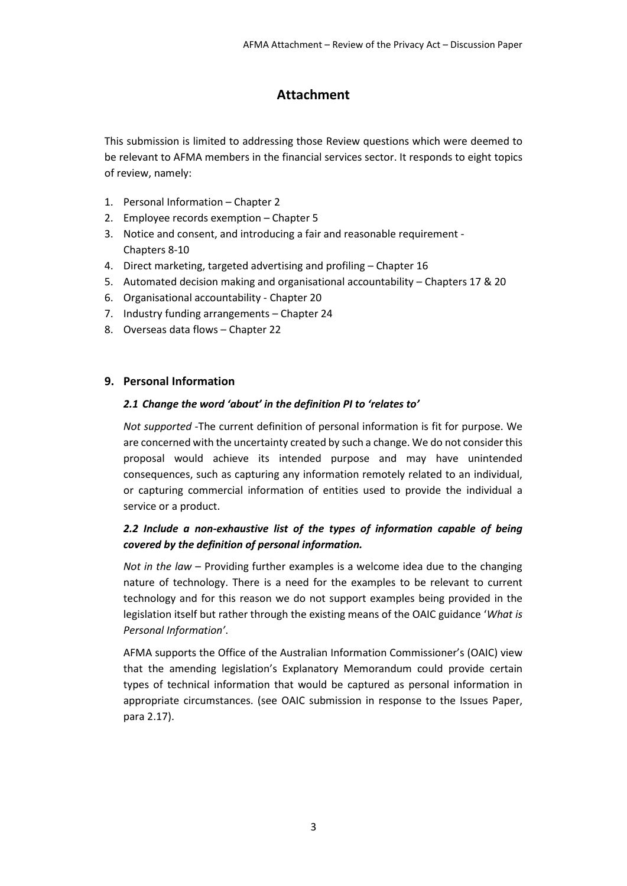# Attachment

This submission is limited to addressing those Review questions which were deemed to be relevant to AFMA members in the financial services sector. It responds to eight topics of review, namely:

1. Personal Information – Chapter 2
2. Employee records exemption – Chapter 5
3. Notice and consent, and introducing a fair and reasonable requirement - Chapters 8-10
4. Direct marketing, targeted advertising and profiling – Chapter 16
5. Automated decision making and organisational accountability – Chapters 17 & 20
6. Organisational accountability - Chapter 20
7. Industry funding arrangements – Chapter 24
8. Overseas data flows – Chapter 22

## 9. Personal Information

### *2.1 Change the word 'about' in the definition PI to 'relates to'*

*Not supported* -The current definition of personal information is fit for purpose. We are concerned with the uncertainty created by such a change. We do not consider this proposal would achieve its intended purpose and may have unintended consequences, such as capturing any information remotely related to an individual, or capturing commercial information of entities used to provide the individual a service or a product.

### *2.2 Include a non-exhaustive list of the types of information capable of being covered by the definition of personal information.*

*Not in the law* – Providing further examples is a welcome idea due to the changing nature of technology. There is a need for the examples to be relevant to current technology and for this reason we do not support examples being provided in the legislation itself but rather through the existing means of the OAIC guidance '*What is Personal Information'*.

AFMA supports the Office of the Australian Information Commissioner's (OAIC) view that the amending legislation's Explanatory Memorandum could provide certain types of technical information that would be captured as personal information in appropriate circumstances. (see OAIC submission in response to the Issues Paper, para 2.17).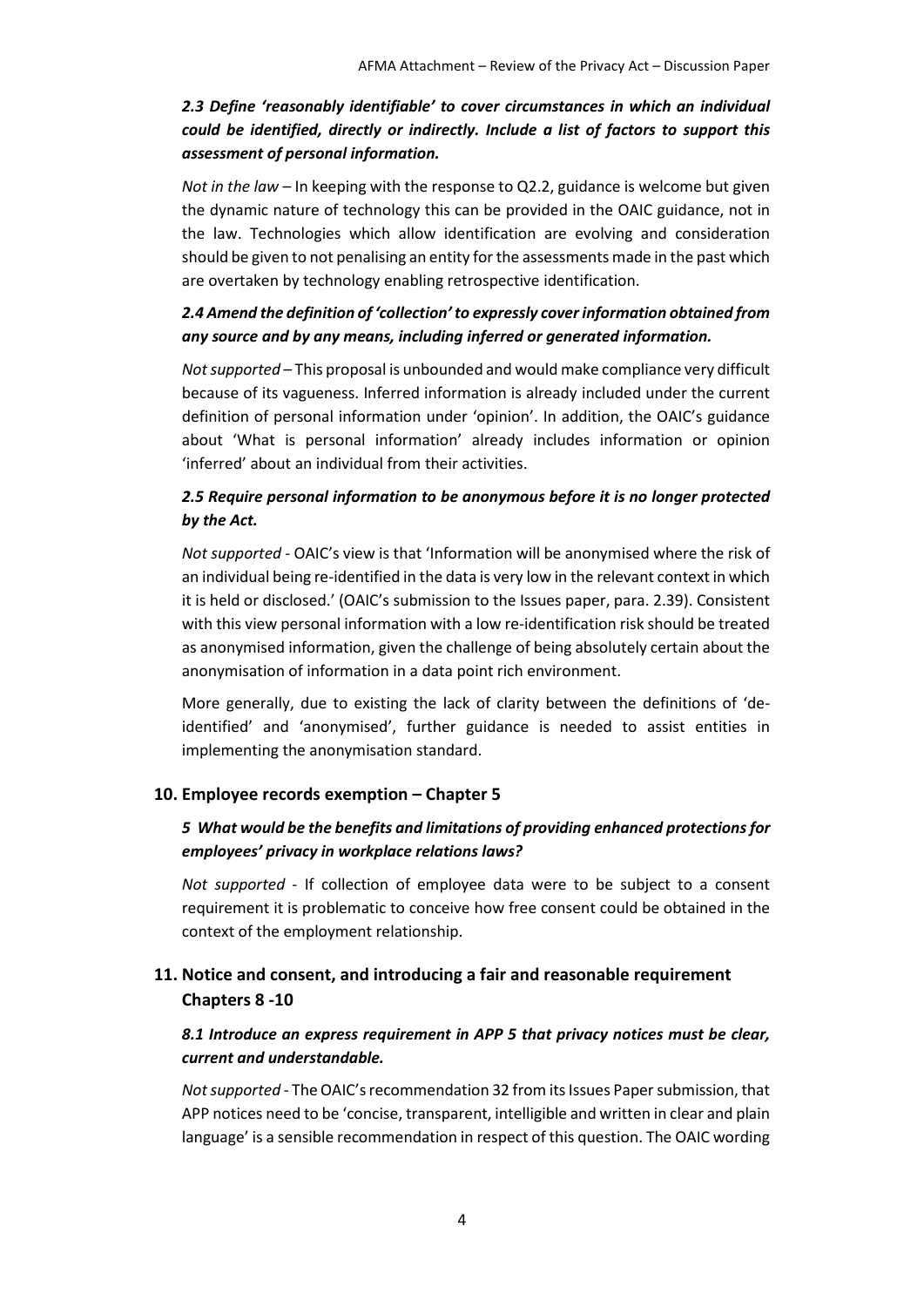***2.3 Define 'reasonably identifiable' to cover circumstances in which an individual could be identified, directly or indirectly. Include a list of factors to support this assessment of personal information.***

*Not in the law* – In keeping with the response to Q2.2, guidance is welcome but given the dynamic nature of technology this can be provided in the OAIC guidance, not in the law. Technologies which allow identification are evolving and consideration should be given to not penalising an entity for the assessments made in the past which are overtaken by technology enabling retrospective identification.

***2.4 Amend the definition of 'collection' to expressly cover information obtained from any source and by any means, including inferred or generated information.***

*Not supported* – This proposal is unbounded and would make compliance very difficult because of its vagueness. Inferred information is already included under the current definition of personal information under 'opinion'. In addition, the OAIC's guidance about 'What is personal information' already includes information or opinion 'inferred' about an individual from their activities.

***2.5 Require personal information to be anonymous before it is no longer protected by the Act.***

*Not supported* - OAIC's view is that 'Information will be anonymised where the risk of an individual being re-identified in the data is very low in the relevant context in which it is held or disclosed.' (OAIC's submission to the Issues paper, para. 2.39). Consistent with this view personal information with a low re-identification risk should be treated as anonymised information, given the challenge of being absolutely certain about the anonymisation of information in a data point rich environment.

More generally, due to existing the lack of clarity between the definitions of 'de-identified' and 'anonymised', further guidance is needed to assist entities in implementing the anonymisation standard.

## 10. Employee records exemption – Chapter 5

***5 What would be the benefits and limitations of providing enhanced protections for employees' privacy in workplace relations laws?***

*Not supported* - If collection of employee data were to be subject to a consent requirement it is problematic to conceive how free consent could be obtained in the context of the employment relationship.

## 11. Notice and consent, and introducing a fair and reasonable requirement Chapters 8 -10

***8.1 Introduce an express requirement in APP 5 that privacy notices must be clear, current and understandable.***

*Not supported* - The OAIC's recommendation 32 from its Issues Paper submission, that APP notices need to be 'concise, transparent, intelligible and written in clear and plain language' is a sensible recommendation in respect of this question. The OAIC wording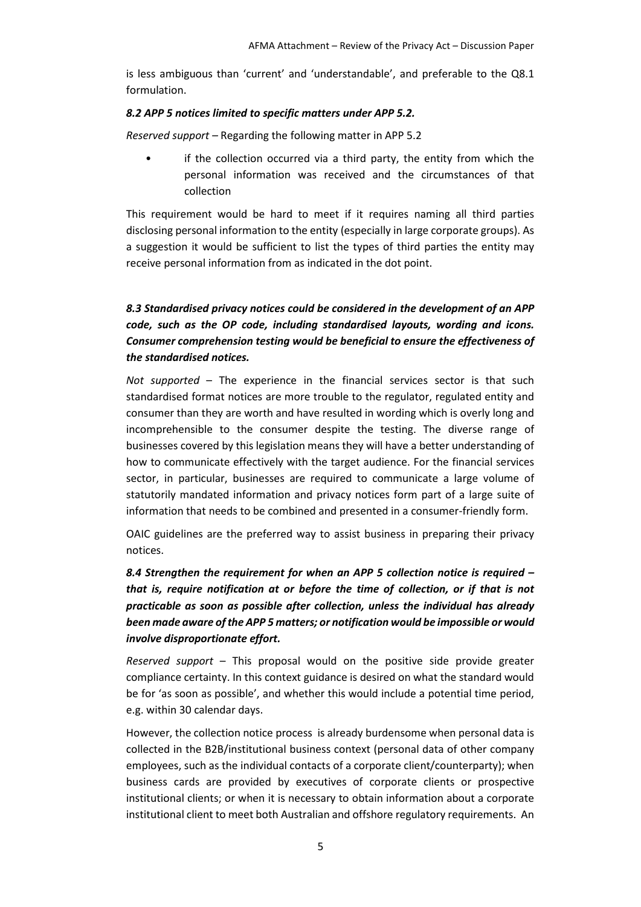is less ambiguous than 'current' and 'understandable', and preferable to the Q8.1 formulation.

***8.2 APP 5 notices limited to specific matters under APP 5.2.***

*Reserved support* – Regarding the following matter in APP 5.2

- if the collection occurred via a third party, the entity from which the personal information was received and the circumstances of that collection

This requirement would be hard to meet if it requires naming all third parties disclosing personal information to the entity (especially in large corporate groups). As a suggestion it would be sufficient to list the types of third parties the entity may receive personal information from as indicated in the dot point.

***8.3 Standardised privacy notices could be considered in the development of an APP code, such as the OP code, including standardised layouts, wording and icons. Consumer comprehension testing would be beneficial to ensure the effectiveness of the standardised notices.***

*Not supported* – The experience in the financial services sector is that such standardised format notices are more trouble to the regulator, regulated entity and consumer than they are worth and have resulted in wording which is overly long and incomprehensible to the consumer despite the testing. The diverse range of businesses covered by this legislation means they will have a better understanding of how to communicate effectively with the target audience. For the financial services sector, in particular, businesses are required to communicate a large volume of statutorily mandated information and privacy notices form part of a large suite of information that needs to be combined and presented in a consumer-friendly form.

OAIC guidelines are the preferred way to assist business in preparing their privacy notices.

***8.4 Strengthen the requirement for when an APP 5 collection notice is required – that is, require notification at or before the time of collection, or if that is not practicable as soon as possible after collection, unless the individual has already been made aware of the APP 5 matters; or notification would be impossible or would involve disproportionate effort.***

*Reserved support* – This proposal would on the positive side provide greater compliance certainty. In this context guidance is desired on what the standard would be for 'as soon as possible', and whether this would include a potential time period, e.g. within 30 calendar days.

However, the collection notice process is already burdensome when personal data is collected in the B2B/institutional business context (personal data of other company employees, such as the individual contacts of a corporate client/counterparty); when business cards are provided by executives of corporate clients or prospective institutional clients; or when it is necessary to obtain information about a corporate institutional client to meet both Australian and offshore regulatory requirements. An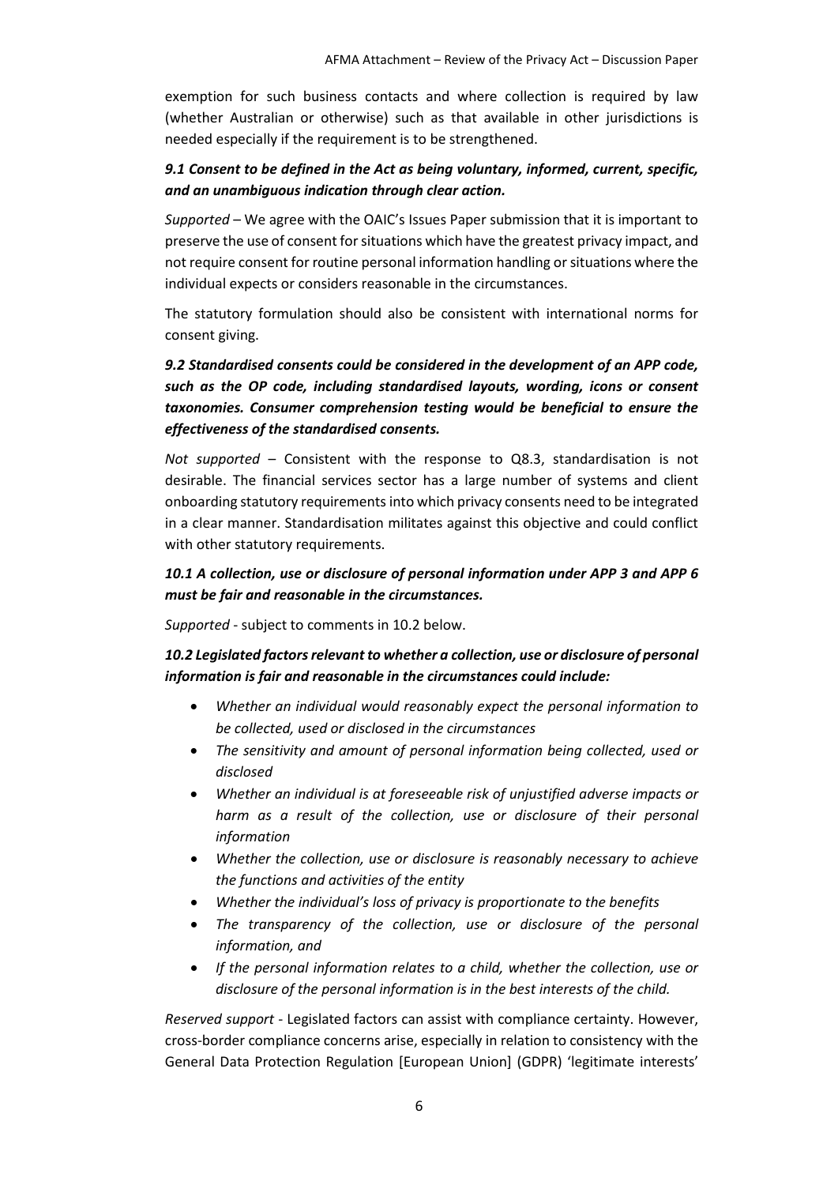exemption for such business contacts and where collection is required by law (whether Australian or otherwise) such as that available in other jurisdictions is needed especially if the requirement is to be strengthened.

***9.1 Consent to be defined in the Act as being voluntary, informed, current, specific, and an unambiguous indication through clear action.***

*Supported* – We agree with the OAIC's Issues Paper submission that it is important to preserve the use of consent for situations which have the greatest privacy impact, and not require consent for routine personal information handling or situations where the individual expects or considers reasonable in the circumstances.

The statutory formulation should also be consistent with international norms for consent giving.

***9.2 Standardised consents could be considered in the development of an APP code, such as the OP code, including standardised layouts, wording, icons or consent taxonomies. Consumer comprehension testing would be beneficial to ensure the effectiveness of the standardised consents.***

*Not supported* – Consistent with the response to Q8.3, standardisation is not desirable. The financial services sector has a large number of systems and client onboarding statutory requirements into which privacy consents need to be integrated in a clear manner. Standardisation militates against this objective and could conflict with other statutory requirements.

***10.1 A collection, use or disclosure of personal information under APP 3 and APP 6 must be fair and reasonable in the circumstances.***

*Supported* - subject to comments in 10.2 below.

***10.2 Legislated factors relevant to whether a collection, use or disclosure of personal information is fair and reasonable in the circumstances could include:***

- *Whether an individual would reasonably expect the personal information to be collected, used or disclosed in the circumstances*
- *The sensitivity and amount of personal information being collected, used or disclosed*
- *Whether an individual is at foreseeable risk of unjustified adverse impacts or harm as a result of the collection, use or disclosure of their personal information*
- *Whether the collection, use or disclosure is reasonably necessary to achieve the functions and activities of the entity*
- *Whether the individual's loss of privacy is proportionate to the benefits*
- *The transparency of the collection, use or disclosure of the personal information, and*
- *If the personal information relates to a child, whether the collection, use or disclosure of the personal information is in the best interests of the child.*

*Reserved support* - Legislated factors can assist with compliance certainty. However, cross-border compliance concerns arise, especially in relation to consistency with the General Data Protection Regulation [European Union] (GDPR) 'legitimate interests'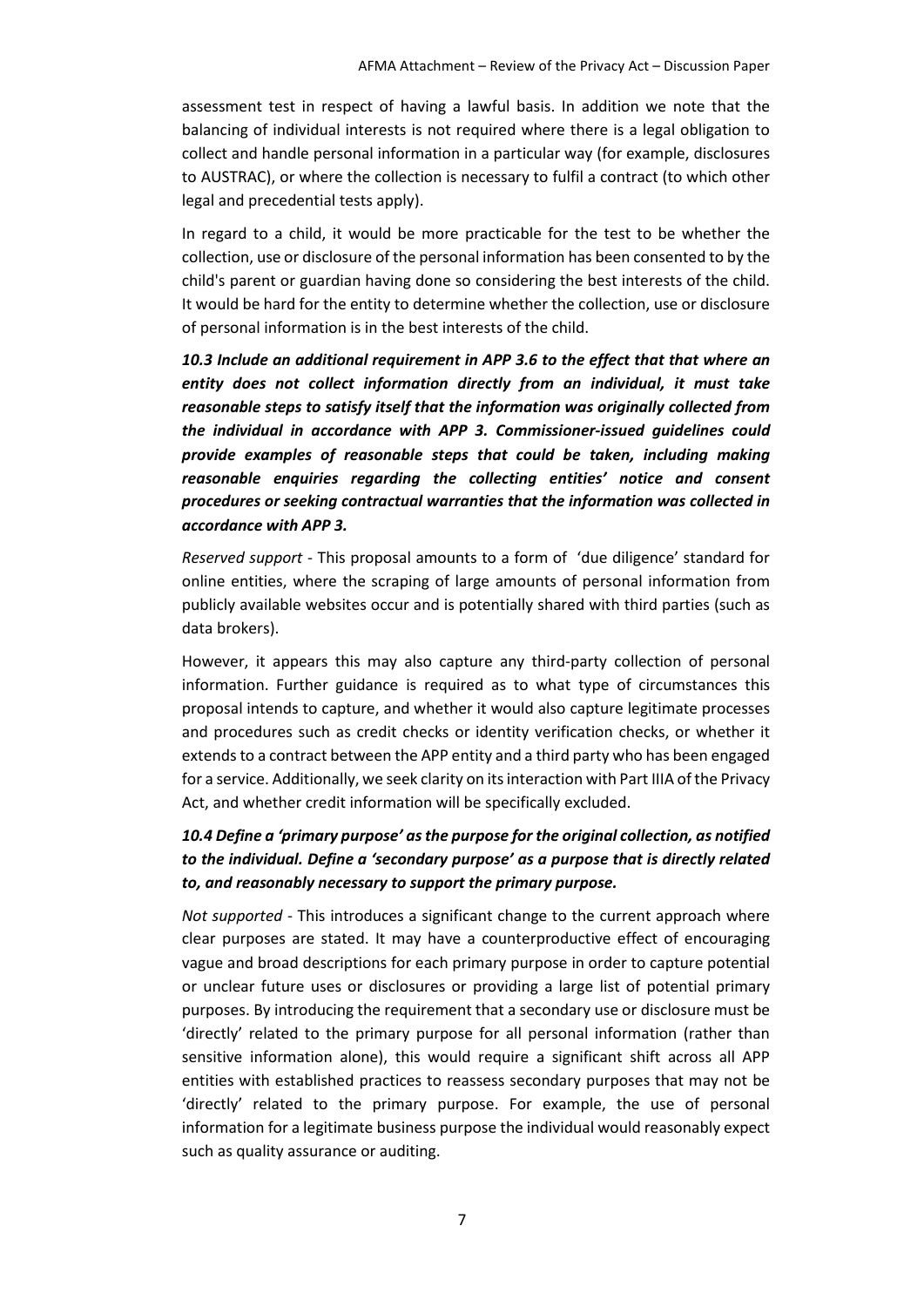assessment test in respect of having a lawful basis. In addition we note that the balancing of individual interests is not required where there is a legal obligation to collect and handle personal information in a particular way (for example, disclosures to AUSTRAC), or where the collection is necessary to fulfil a contract (to which other legal and precedential tests apply).

In regard to a child, it would be more practicable for the test to be whether the collection, use or disclosure of the personal information has been consented to by the child's parent or guardian having done so considering the best interests of the child. It would be hard for the entity to determine whether the collection, use or disclosure of personal information is in the best interests of the child.

***10.3 Include an additional requirement in APP 3.6 to the effect that that where an entity does not collect information directly from an individual, it must take reasonable steps to satisfy itself that the information was originally collected from the individual in accordance with APP 3. Commissioner-issued guidelines could provide examples of reasonable steps that could be taken, including making reasonable enquiries regarding the collecting entities' notice and consent procedures or seeking contractual warranties that the information was collected in accordance with APP 3.***

*Reserved support* - This proposal amounts to a form of 'due diligence' standard for online entities, where the scraping of large amounts of personal information from publicly available websites occur and is potentially shared with third parties (such as data brokers).

However, it appears this may also capture any third-party collection of personal information. Further guidance is required as to what type of circumstances this proposal intends to capture, and whether it would also capture legitimate processes and procedures such as credit checks or identity verification checks, or whether it extends to a contract between the APP entity and a third party who has been engaged for a service. Additionally, we seek clarity on its interaction with Part IIIA of the Privacy Act, and whether credit information will be specifically excluded.

***10.4 Define a 'primary purpose' as the purpose for the original collection, as notified to the individual. Define a 'secondary purpose' as a purpose that is directly related to, and reasonably necessary to support the primary purpose.***

*Not supported* - This introduces a significant change to the current approach where clear purposes are stated. It may have a counterproductive effect of encouraging vague and broad descriptions for each primary purpose in order to capture potential or unclear future uses or disclosures or providing a large list of potential primary purposes. By introducing the requirement that a secondary use or disclosure must be 'directly' related to the primary purpose for all personal information (rather than sensitive information alone), this would require a significant shift across all APP entities with established practices to reassess secondary purposes that may not be 'directly' related to the primary purpose. For example, the use of personal information for a legitimate business purpose the individual would reasonably expect such as quality assurance or auditing.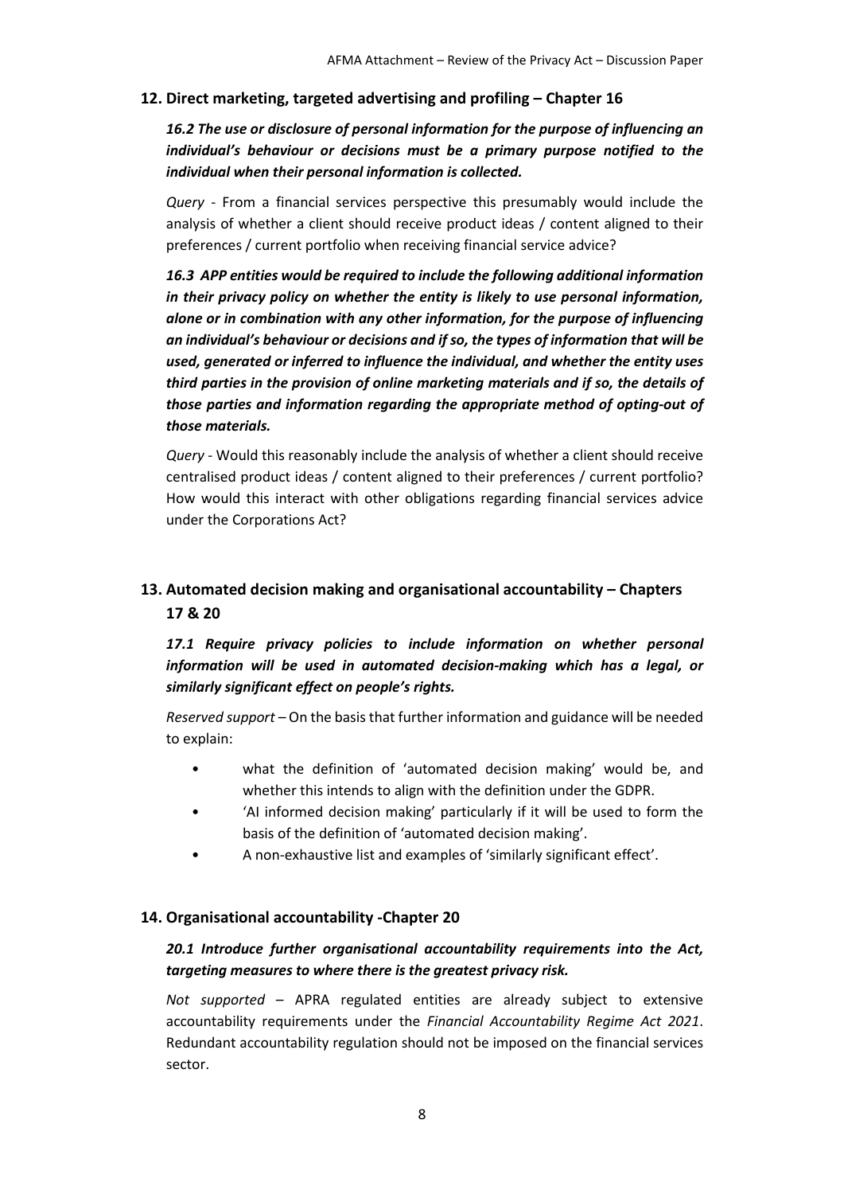## 12. Direct marketing, targeted advertising and profiling – Chapter 16

***16.2 The use or disclosure of personal information for the purpose of influencing an individual's behaviour or decisions must be a primary purpose notified to the individual when their personal information is collected.***

*Query* - From a financial services perspective this presumably would include the analysis of whether a client should receive product ideas / content aligned to their preferences / current portfolio when receiving financial service advice?

***16.3 APP entities would be required to include the following additional information in their privacy policy on whether the entity is likely to use personal information, alone or in combination with any other information, for the purpose of influencing an individual's behaviour or decisions and if so, the types of information that will be used, generated or inferred to influence the individual, and whether the entity uses third parties in the provision of online marketing materials and if so, the details of those parties and information regarding the appropriate method of opting-out of those materials.***

*Query* - Would this reasonably include the analysis of whether a client should receive centralised product ideas / content aligned to their preferences / current portfolio? How would this interact with other obligations regarding financial services advice under the Corporations Act?

## 13. Automated decision making and organisational accountability – Chapters 17 & 20

***17.1 Require privacy policies to include information on whether personal information will be used in automated decision-making which has a legal, or similarly significant effect on people's rights.***

*Reserved support* – On the basis that further information and guidance will be needed to explain:

- what the definition of 'automated decision making' would be, and whether this intends to align with the definition under the GDPR.
- 'AI informed decision making' particularly if it will be used to form the basis of the definition of 'automated decision making'.
- A non-exhaustive list and examples of 'similarly significant effect'.

## 14. Organisational accountability -Chapter 20

***20.1 Introduce further organisational accountability requirements into the Act, targeting measures to where there is the greatest privacy risk.***

*Not supported* – APRA regulated entities are already subject to extensive accountability requirements under the *Financial Accountability Regime Act 2021*. Redundant accountability regulation should not be imposed on the financial services sector.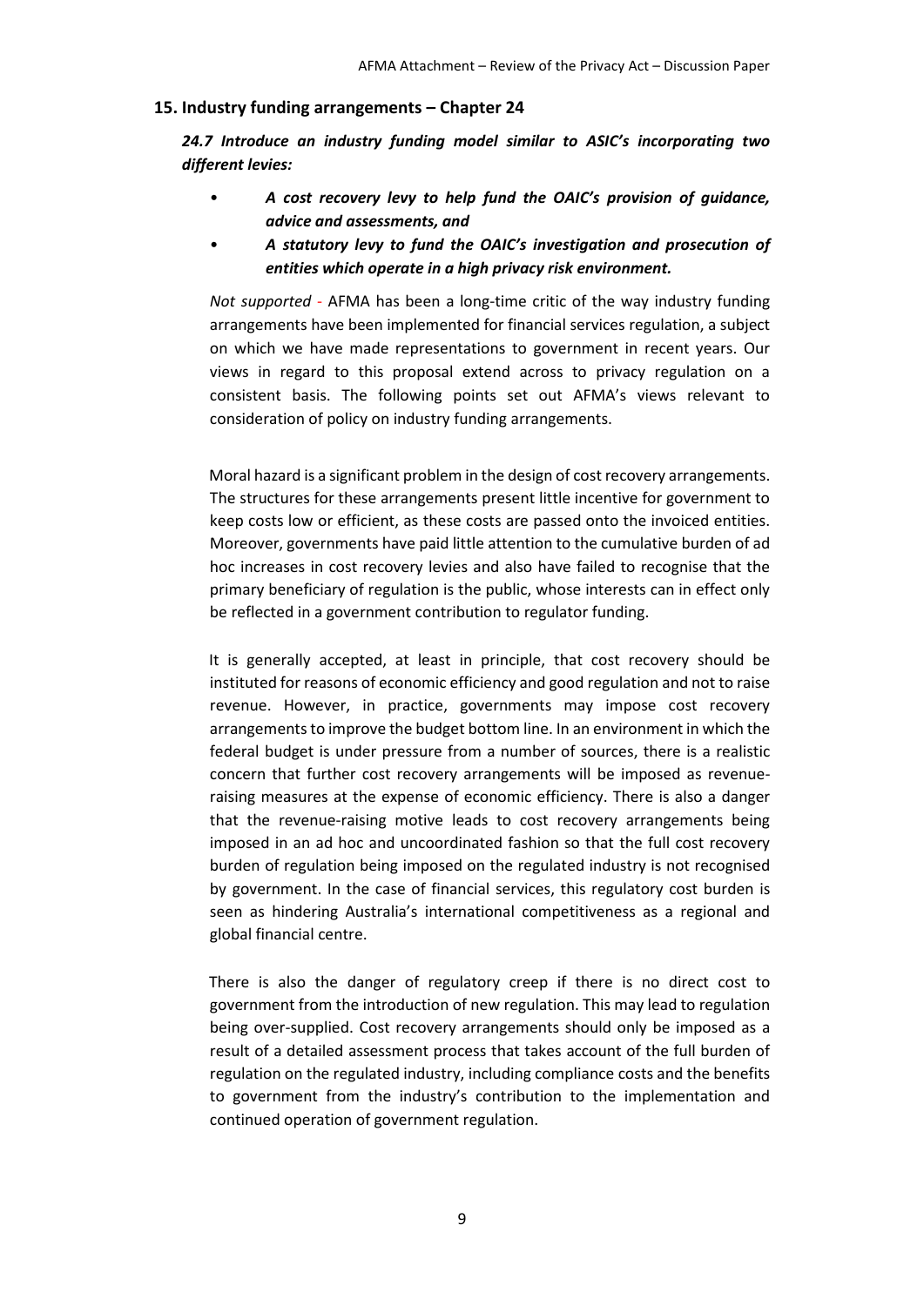## 15. Industry funding arrangements – Chapter 24

***24.7 Introduce an industry funding model similar to ASIC's incorporating two different levies:***

- ***A cost recovery levy to help fund the OAIC's provision of guidance, advice and assessments, and***
- ***A statutory levy to fund the OAIC's investigation and prosecution of entities which operate in a high privacy risk environment.***

*Not supported* - AFMA has been a long-time critic of the way industry funding arrangements have been implemented for financial services regulation, a subject on which we have made representations to government in recent years. Our views in regard to this proposal extend across to privacy regulation on a consistent basis. The following points set out AFMA's views relevant to consideration of policy on industry funding arrangements.

Moral hazard is a significant problem in the design of cost recovery arrangements. The structures for these arrangements present little incentive for government to keep costs low or efficient, as these costs are passed onto the invoiced entities. Moreover, governments have paid little attention to the cumulative burden of ad hoc increases in cost recovery levies and also have failed to recognise that the primary beneficiary of regulation is the public, whose interests can in effect only be reflected in a government contribution to regulator funding.

It is generally accepted, at least in principle, that cost recovery should be instituted for reasons of economic efficiency and good regulation and not to raise revenue. However, in practice, governments may impose cost recovery arrangements to improve the budget bottom line. In an environment in which the federal budget is under pressure from a number of sources, there is a realistic concern that further cost recovery arrangements will be imposed as revenue-raising measures at the expense of economic efficiency. There is also a danger that the revenue-raising motive leads to cost recovery arrangements being imposed in an ad hoc and uncoordinated fashion so that the full cost recovery burden of regulation being imposed on the regulated industry is not recognised by government. In the case of financial services, this regulatory cost burden is seen as hindering Australia's international competitiveness as a regional and global financial centre.

There is also the danger of regulatory creep if there is no direct cost to government from the introduction of new regulation. This may lead to regulation being over-supplied. Cost recovery arrangements should only be imposed as a result of a detailed assessment process that takes account of the full burden of regulation on the regulated industry, including compliance costs and the benefits to government from the industry's contribution to the implementation and continued operation of government regulation.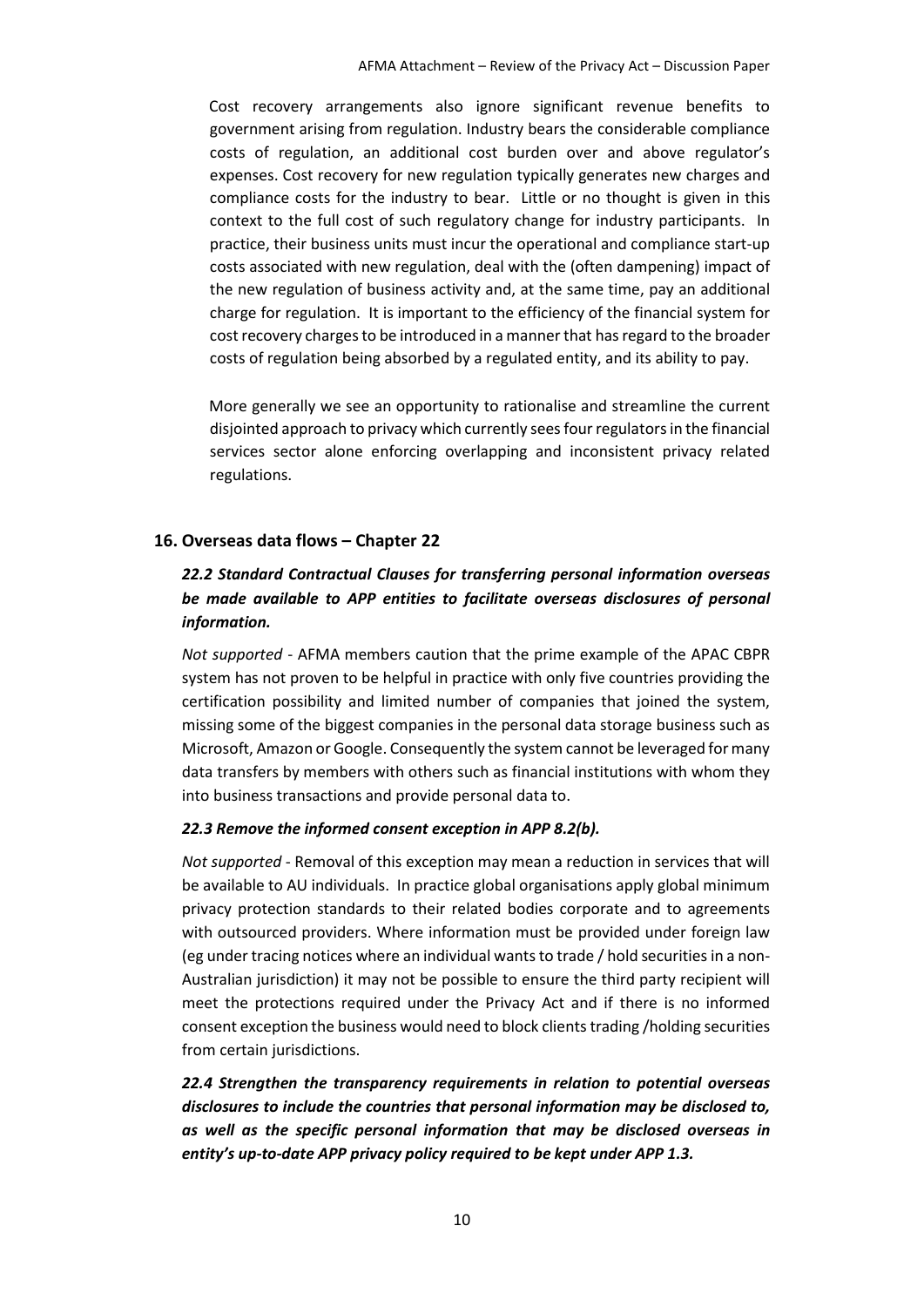Cost recovery arrangements also ignore significant revenue benefits to government arising from regulation. Industry bears the considerable compliance costs of regulation, an additional cost burden over and above regulator's expenses. Cost recovery for new regulation typically generates new charges and compliance costs for the industry to bear. Little or no thought is given in this context to the full cost of such regulatory change for industry participants. In practice, their business units must incur the operational and compliance start-up costs associated with new regulation, deal with the (often dampening) impact of the new regulation of business activity and, at the same time, pay an additional charge for regulation. It is important to the efficiency of the financial system for cost recovery charges to be introduced in a manner that has regard to the broader costs of regulation being absorbed by a regulated entity, and its ability to pay.

More generally we see an opportunity to rationalise and streamline the current disjointed approach to privacy which currently sees four regulators in the financial services sector alone enforcing overlapping and inconsistent privacy related regulations.

## 16. Overseas data flows – Chapter 22

### *22.2 Standard Contractual Clauses for transferring personal information overseas be made available to APP entities to facilitate overseas disclosures of personal information.*

*Not supported* - AFMA members caution that the prime example of the APAC CBPR system has not proven to be helpful in practice with only five countries providing the certification possibility and limited number of companies that joined the system, missing some of the biggest companies in the personal data storage business such as Microsoft, Amazon or Google. Consequently the system cannot be leveraged for many data transfers by members with others such as financial institutions with whom they into business transactions and provide personal data to.

### *22.3 Remove the informed consent exception in APP 8.2(b).*

*Not supported* - Removal of this exception may mean a reduction in services that will be available to AU individuals. In practice global organisations apply global minimum privacy protection standards to their related bodies corporate and to agreements with outsourced providers. Where information must be provided under foreign law (eg under tracing notices where an individual wants to trade / hold securities in a non-Australian jurisdiction) it may not be possible to ensure the third party recipient will meet the protections required under the Privacy Act and if there is no informed consent exception the business would need to block clients trading /holding securities from certain jurisdictions.

### *22.4 Strengthen the transparency requirements in relation to potential overseas disclosures to include the countries that personal information may be disclosed to, as well as the specific personal information that may be disclosed overseas in entity's up-to-date APP privacy policy required to be kept under APP 1.3.*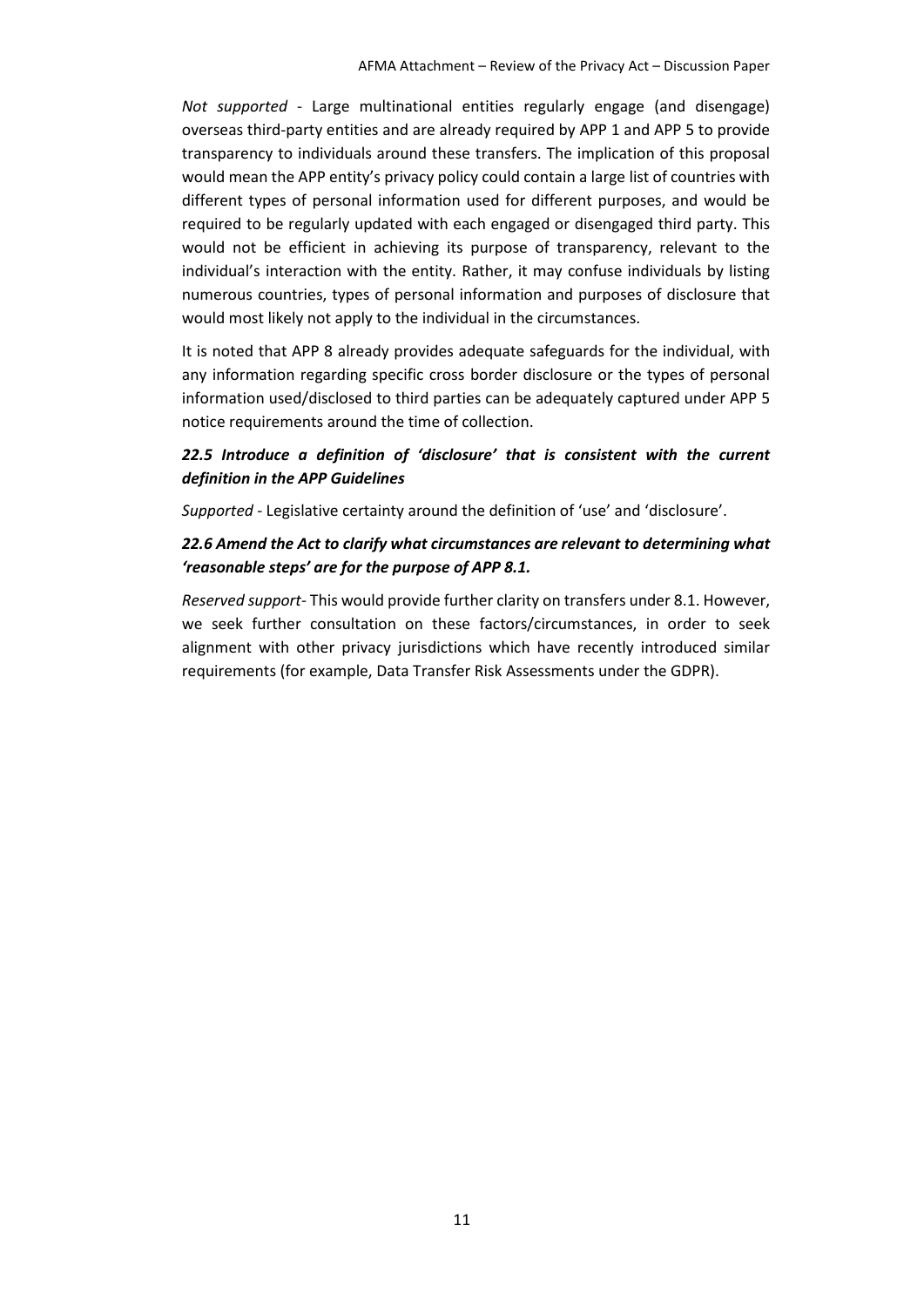*Not supported* - Large multinational entities regularly engage (and disengage) overseas third-party entities and are already required by APP 1 and APP 5 to provide transparency to individuals around these transfers. The implication of this proposal would mean the APP entity's privacy policy could contain a large list of countries with different types of personal information used for different purposes, and would be required to be regularly updated with each engaged or disengaged third party. This would not be efficient in achieving its purpose of transparency, relevant to the individual's interaction with the entity. Rather, it may confuse individuals by listing numerous countries, types of personal information and purposes of disclosure that would most likely not apply to the individual in the circumstances.

It is noted that APP 8 already provides adequate safeguards for the individual, with any information regarding specific cross border disclosure or the types of personal information used/disclosed to third parties can be adequately captured under APP 5 notice requirements around the time of collection.

***22.5 Introduce a definition of 'disclosure' that is consistent with the current definition in the APP Guidelines***

*Supported* - Legislative certainty around the definition of 'use' and 'disclosure'.

***22.6 Amend the Act to clarify what circumstances are relevant to determining what 'reasonable steps' are for the purpose of APP 8.1.***

*Reserved support*- This would provide further clarity on transfers under 8.1. However, we seek further consultation on these factors/circumstances, in order to seek alignment with other privacy jurisdictions which have recently introduced similar requirements (for example, Data Transfer Risk Assessments under the GDPR).